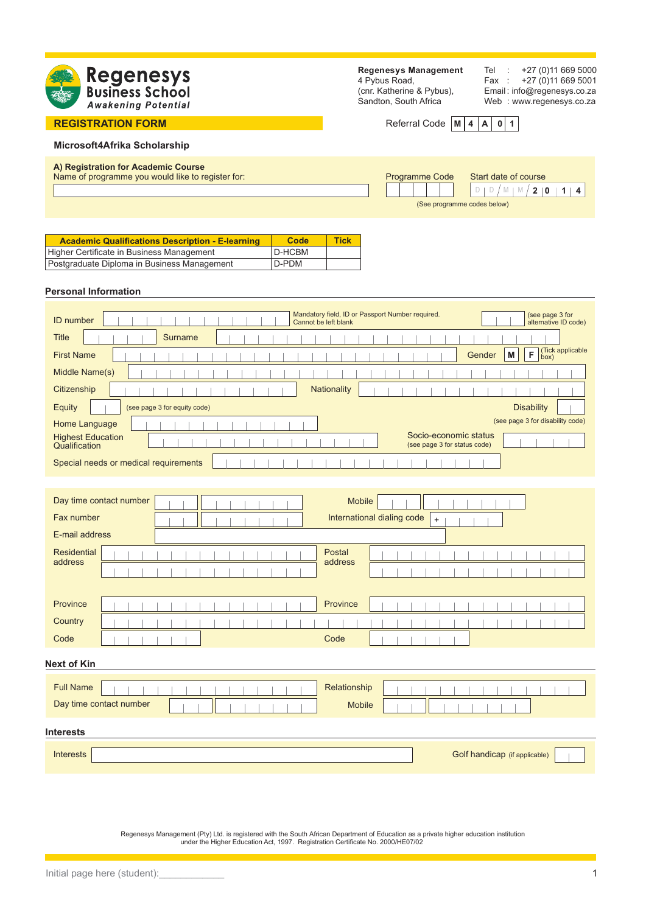**Regenesys Business School**
*Awakening Potential*

**Regenesys Management**
4 Pybus Road,
(cnr. Katherine & Pybus),
Sandton, South Africa

Tel : +27 (0)11 669 5000
Fax : +27 (0)11 669 5001
Email : info@regenesys.co.za
Web : www.regenesys.co.za

## REGISTRATION FORM

Referral Code: M 4 A 0 1

### Microsoft4Afrika Scholarship

**A) Registration for Academic Course**

Name of programme you would like to register for: ____________________

Programme Code: ________ (See programme codes below)

Start date of course: D D / M M / 2 0 1 4

| Academic Qualifications Description - E-learning | Code | Tick |
|---|---|---|
| Higher Certificate in Business Management | D-HCBM | |
| Postgraduate Diploma in Business Management | D-PDM | |

### Personal Information

ID number: ____________________ Mandatory field, ID or Passport Number required. Cannot be left blank. ______ (see page 3 for alternative ID code)

Title: ______ Surname: ____________________

First Name: ____________________ Gender: M F (Tick applicable box)

Middle Name(s): ____________________

Citizenship: ____________________ Nationality: ____________________

Equity: ______ (see page 3 for equity code)

Disability: ______ (see page 3 for disability code)

Home Language: ____________________

Highest Education Qualification: ____________________

Socio-economic status (see page 3 for status code): ______

Special needs or medical requirements: ____________________

Day time contact number: ____________________

Mobile: ____________________

Fax number: ____________________

International dialing code: + ______

E-mail address: ____________________

Residential address: ____________________

Postal address: ____________________

Province: ____________________ Province: ____________________

Country: ____________________

Code: ______ Code: ______

### Next of Kin

Full Name: ____________________ Relationship: ____________________

Day time contact number: ____________________ Mobile: ____________________

### Interests

Interests: ____________________

Golf handicap (if applicable): ______

Regenesys Management (Pty) Ltd. is registered with the South African Department of Education as a private higher education institution under the Higher Education Act, 1997. Registration Certificate No. 2000/HE07/02

Initial page here (student): ____________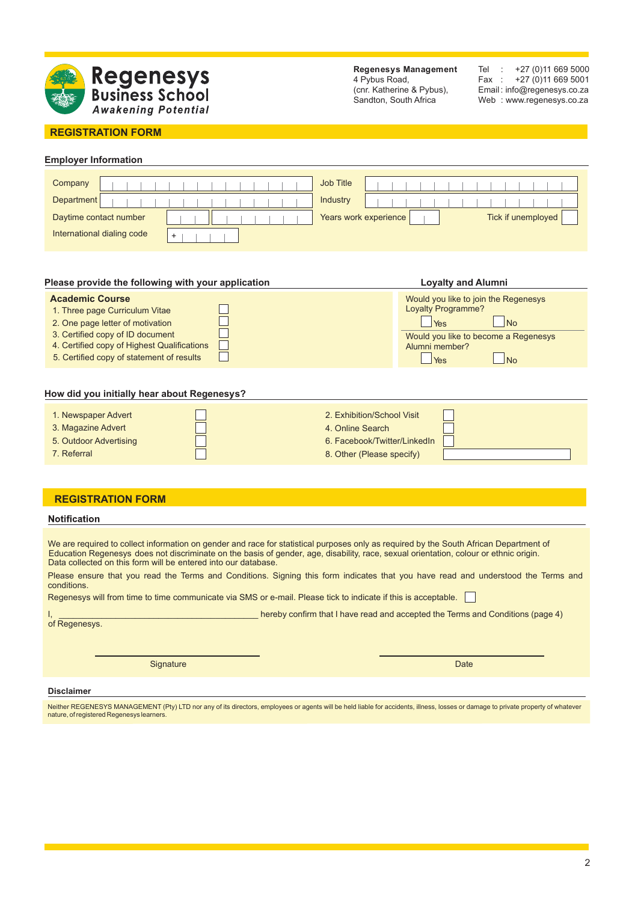**Regenesys Business School**
*Awakening Potential*

**Regenesys Management**
4 Pybus Road,
(cnr. Katherine & Pybus),
Sandton, South Africa

Tel : +27 (0)11 669 5000
Fax : +27 (0)11 669 5001
Email : info@regenesys.co.za
Web : www.regenesys.co.za

## REGISTRATION FORM

### Employer Information

Company ______________________ Job Title ______________________

Department ______________________ Industry ______________________

Daytime contact number ______________________ Years work experience ______ Tick if unemployed ☐

International dialing code + ______

### Please provide the following with your application

**Academic Course**

1. Three page Curriculum Vitae ☐
2. One page letter of motivation ☐
3. Certified copy of ID document ☐
4. Certified copy of Highest Qualifications ☐
5. Certified copy of statement of results ☐

### Loyalty and Alumni

Would you like to join the Regenesys Loyalty Programme?
☐ Yes ☐ No

Would you like to become a Regenesys Alumni member?
☐ Yes ☐ No

### How did you initially hear about Regenesys?

1. Newspaper Advert ☐
2. Exhibition/School Visit ☐
3. Magazine Advert ☐
4. Online Search ☐
5. Outdoor Advertising ☐
6. Facebook/Twitter/LinkedIn ☐
7. Referral ☐
8. Other (Please specify) ______________________

## REGISTRATION FORM

### Notification

We are required to collect information on gender and race for statistical purposes only as required by the South African Department of Education Regenesys does not discriminate on the basis of gender, age, disability, race, sexual orientation, colour or ethnic origin. Data collected on this form will be entered into our database.

Please ensure that you read the Terms and Conditions. Signing this form indicates that you have read and understood the Terms and conditions.

Regenesys will from time to time communicate via SMS or e-mail. Please tick to indicate if this is acceptable. ☐

I, ________________________________________ hereby confirm that I have read and accepted the Terms and Conditions (page 4) of Regenesys.

______________________ ______________________
Signature Date

### Disclaimer

Neither REGENESYS MANAGEMENT (Pty) LTD nor any of its directors, employees or agents will be held liable for accidents, illness, losses or damage to private property of whatever nature, of registered Regenesys learners.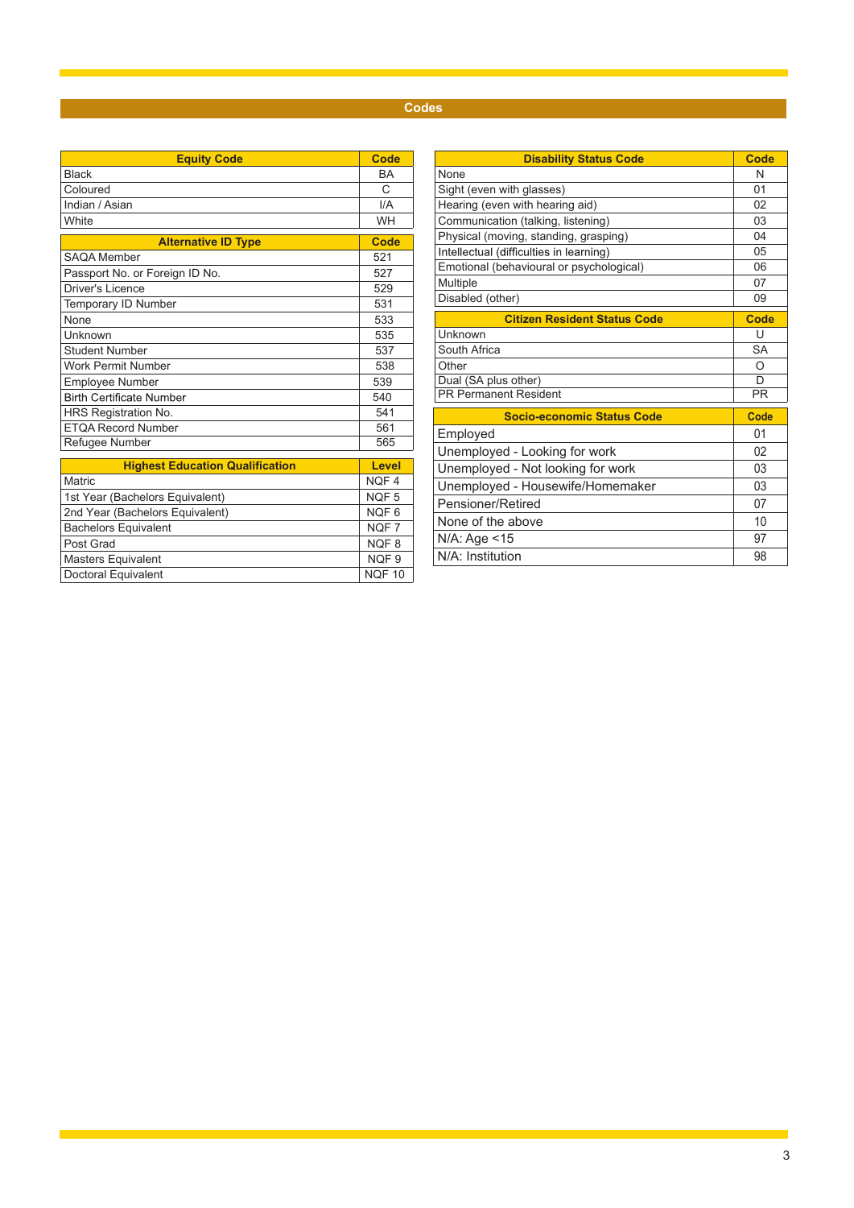## Codes

| Equity Code | Code |
|---|---|
| Black | BA |
| Coloured | C |
| Indian / Asian | I/A |
| White | WH |

| Alternative ID Type | Code |
|---|---|
| SAQA Member | 521 |
| Passport No. or Foreign ID No. | 527 |
| Driver's Licence | 529 |
| Temporary ID Number | 531 |
| None | 533 |
| Unknown | 535 |
| Student Number | 537 |
| Work Permit Number | 538 |
| Employee Number | 539 |
| Birth Certificate Number | 540 |
| HRS Registration No. | 541 |
| ETQA Record Number | 561 |
| Refugee Number | 565 |

| Highest Education Qualification | Level |
|---|---|
| Matric | NQF 4 |
| 1st Year (Bachelors Equivalent) | NQF 5 |
| 2nd Year (Bachelors Equivalent) | NQF 6 |
| Bachelors Equivalent | NQF 7 |
| Post Grad | NQF 8 |
| Masters Equivalent | NQF 9 |
| Doctoral Equivalent | NQF 10 |

| Disability Status Code | Code |
|---|---|
| None | N |
| Sight (even with glasses) | 01 |
| Hearing (even with hearing aid) | 02 |
| Communication (talking, listening) | 03 |
| Physical (moving, standing, grasping) | 04 |
| Intellectual (difficulties in learning) | 05 |
| Emotional (behavioural or psychological) | 06 |
| Multiple | 07 |
| Disabled (other) | 09 |

| Citizen Resident Status Code | Code |
|---|---|
| Unknown | U |
| South Africa | SA |
| Other | O |
| Dual (SA plus other) | D |
| PR Permanent Resident | PR |

| Socio-economic Status Code | Code |
|---|---|
| Employed | 01 |
| Unemployed - Looking for work | 02 |
| Unemployed - Not looking for work | 03 |
| Unemployed - Housewife/Homemaker | 03 |
| Pensioner/Retired | 07 |
| None of the above | 10 |
| N/A: Age <15 | 97 |
| N/A: Institution | 98 |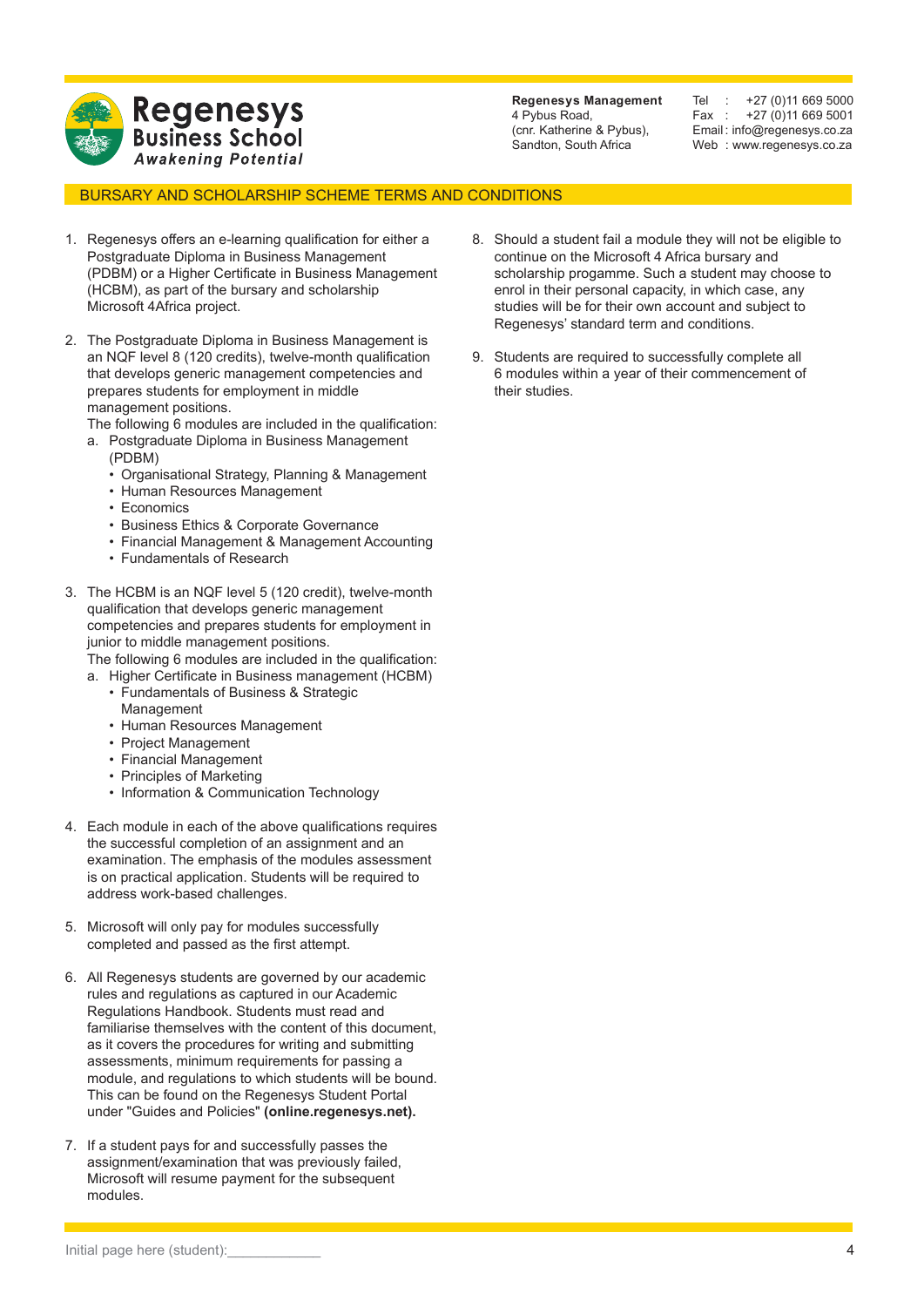**Regenesys Management**
4 Pybus Road,
(cnr. Katherine & Pybus),
Sandton, South Africa

Tel : +27 (0)11 669 5000
Fax : +27 (0)11 669 5001
Email : info@regenesys.co.za
Web : www.regenesys.co.za

## BURSARY AND SCHOLARSHIP SCHEME TERMS AND CONDITIONS

1. Regenesys offers an e-learning qualification for either a Postgraduate Diploma in Business Management (PDBM) or a Higher Certificate in Business Management (HCBM), as part of the bursary and scholarship Microsoft 4Africa project.

2. The Postgraduate Diploma in Business Management is an NQF level 8 (120 credits), twelve-month qualification that develops generic management competencies and prepares students for employment in middle management positions.
   The following 6 modules are included in the qualification:
   a. Postgraduate Diploma in Business Management (PDBM)
      - Organisational Strategy, Planning & Management
      - Human Resources Management
      - Economics
      - Business Ethics & Corporate Governance
      - Financial Management & Management Accounting
      - Fundamentals of Research

3. The HCBM is an NQF level 5 (120 credit), twelve-month qualification that develops generic management competencies and prepares students for employment in junior to middle management positions.
   The following 6 modules are included in the qualification:
   a. Higher Certificate in Business management (HCBM)
      - Fundamentals of Business & Strategic Management
      - Human Resources Management
      - Project Management
      - Financial Management
      - Principles of Marketing
      - Information & Communication Technology

4. Each module in each of the above qualifications requires the successful completion of an assignment and an examination. The emphasis of the modules assessment is on practical application. Students will be required to address work-based challenges.

5. Microsoft will only pay for modules successfully completed and passed as the first attempt.

6. All Regenesys students are governed by our academic rules and regulations as captured in our Academic Regulations Handbook. Students must read and familiarise themselves with the content of this document, as it covers the procedures for writing and submitting assessments, minimum requirements for passing a module, and regulations to which students will be bound. This can be found on the Regenesys Student Portal under "Guides and Policies" **(online.regenesys.net).**

7. If a student pays for and successfully passes the assignment/examination that was previously failed, Microsoft will resume payment for the subsequent modules.

8. Should a student fail a module they will not be eligible to continue on the Microsoft 4 Africa bursary and scholarship progamme. Such a student may choose to enrol in their personal capacity, in which case, any studies will be for their own account and subject to Regenesys' standard term and conditions.

9. Students are required to successfully complete all 6 modules within a year of their commencement of their studies.

Initial page here (student):____________